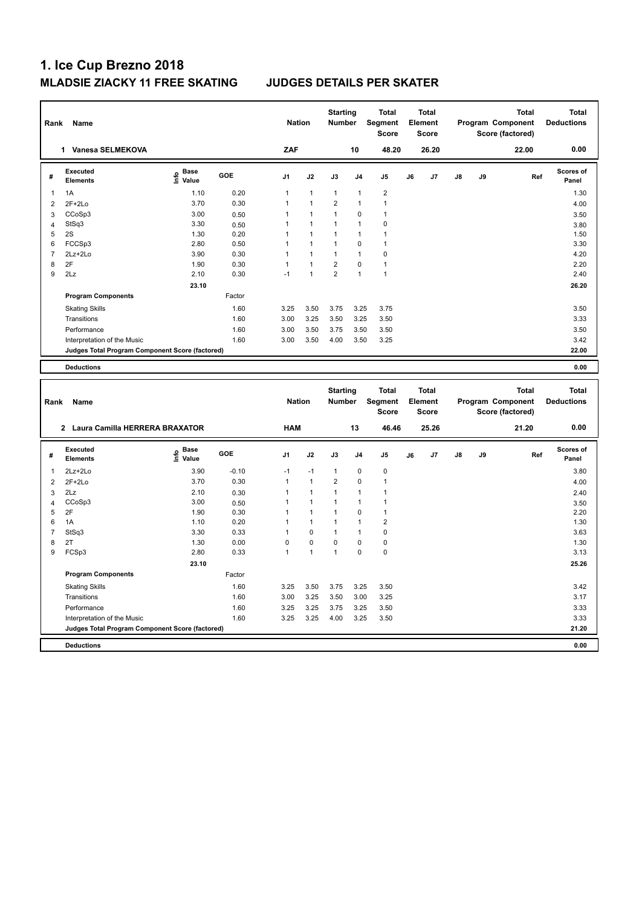# 1. Ice Cup Brezno 2018

## MLADSIE ZIACKY 11 FREE SKATING JUDGES DETAILS PER SKATER

| Rank | Name | Nation | Starting Number | Total Segment Score | Total Element Score | Total Program Component Score (factored) | Total Deductions |
|---|---|---|---|---|---|---|---|
| 1 | Vanesa SELMEKOVA | ZAF | 10 | 48.20 | 26.20 | 22.00 | 0.00 |

| # | Executed Elements | Info | Base Value | GOE | J1 | J2 | J3 | J4 | J5 | J6 | J7 | J8 | J9 | Ref | Scores of Panel |
|---|---|---|---|---|---|---|---|---|---|---|---|---|---|---|---|
| 1 | 1A | | 1.10 | 0.20 | 1 | 1 | 1 | 1 | 2 | | | | | | 1.30 |
| 2 | 2F+2Lo | | 3.70 | 0.30 | 1 | 1 | 2 | 1 | 1 | | | | | | 4.00 |
| 3 | CCoSp3 | | 3.00 | 0.50 | 1 | 1 | 1 | 0 | 1 | | | | | | 3.50 |
| 4 | StSq3 | | 3.30 | 0.50 | 1 | 1 | 1 | 1 | 0 | | | | | | 3.80 |
| 5 | 2S | | 1.30 | 0.20 | 1 | 1 | 1 | 1 | 1 | | | | | | 1.50 |
| 6 | FCCSp3 | | 2.80 | 0.50 | 1 | 1 | 1 | 0 | 1 | | | | | | 3.30 |
| 7 | 2Lz+2Lo | | 3.90 | 0.30 | 1 | 1 | 1 | 1 | 0 | | | | | | 4.20 |
| 8 | 2F | | 1.90 | 0.30 | 1 | 1 | 2 | 0 | 1 | | | | | | 2.20 |
| 9 | 2Lz | | 2.10 | 0.30 | -1 | 1 | 2 | 1 | 1 | | | | | | 2.40 |
| | | | 23.10 | | | | | | | | | | | | 26.20 |
| | **Program Components** | | | Factor | | | | | | | | | | | |
| | Skating Skills | | | 1.60 | 3.25 | 3.50 | 3.75 | 3.25 | 3.75 | | | | | | 3.50 |
| | Transitions | | | 1.60 | 3.00 | 3.25 | 3.50 | 3.25 | 3.50 | | | | | | 3.33 |
| | Performance | | | 1.60 | 3.00 | 3.50 | 3.75 | 3.50 | 3.50 | | | | | | 3.50 |
| | Interpretation of the Music | | | 1.60 | 3.00 | 3.50 | 4.00 | 3.50 | 3.25 | | | | | | 3.42 |
| | **Judges Total Program Component Score (factored)** | | | | | | | | | | | | | | 22.00 |
| | **Deductions** | | | | | | | | | | | | | | 0.00 |

| Rank | Name | Nation | Starting Number | Total Segment Score | Total Element Score | Total Program Component Score (factored) | Total Deductions |
|---|---|---|---|---|---|---|---|
| 2 | Laura Camilla HERRERA BRAXATOR | HAM | 13 | 46.46 | 25.26 | 21.20 | 0.00 |

| # | Executed Elements | Info | Base Value | GOE | J1 | J2 | J3 | J4 | J5 | J6 | J7 | J8 | J9 | Ref | Scores of Panel |
|---|---|---|---|---|---|---|---|---|---|---|---|---|---|---|---|
| 1 | 2Lz+2Lo | | 3.90 | -0.10 | -1 | -1 | 1 | 0 | 0 | | | | | | 3.80 |
| 2 | 2F+2Lo | | 3.70 | 0.30 | 1 | 1 | 2 | 0 | 1 | | | | | | 4.00 |
| 3 | 2Lz | | 2.10 | 0.30 | 1 | 1 | 1 | 1 | 1 | | | | | | 2.40 |
| 4 | CCoSp3 | | 3.00 | 0.50 | 1 | 1 | 1 | 1 | 1 | | | | | | 3.50 |
| 5 | 2F | | 1.90 | 0.30 | 1 | 1 | 1 | 0 | 1 | | | | | | 2.20 |
| 6 | 1A | | 1.10 | 0.20 | 1 | 1 | 1 | 1 | 2 | | | | | | 1.30 |
| 7 | StSq3 | | 3.30 | 0.33 | 1 | 0 | 1 | 1 | 0 | | | | | | 3.63 |
| 8 | 2T | | 1.30 | 0.00 | 0 | 0 | 0 | 0 | 0 | | | | | | 1.30 |
| 9 | FCSp3 | | 2.80 | 0.33 | 1 | 1 | 1 | 0 | 0 | | | | | | 3.13 |
| | | | 23.10 | | | | | | | | | | | | 25.26 |
| | **Program Components** | | | Factor | | | | | | | | | | | |
| | Skating Skills | | | 1.60 | 3.25 | 3.50 | 3.75 | 3.25 | 3.50 | | | | | | 3.42 |
| | Transitions | | | 1.60 | 3.00 | 3.25 | 3.50 | 3.00 | 3.25 | | | | | | 3.17 |
| | Performance | | | 1.60 | 3.25 | 3.25 | 3.75 | 3.25 | 3.50 | | | | | | 3.33 |
| | Interpretation of the Music | | | 1.60 | 3.25 | 3.25 | 4.00 | 3.25 | 3.50 | | | | | | 3.33 |
| | **Judges Total Program Component Score (factored)** | | | | | | | | | | | | | | 21.20 |
| | **Deductions** | | | | | | | | | | | | | | 0.00 |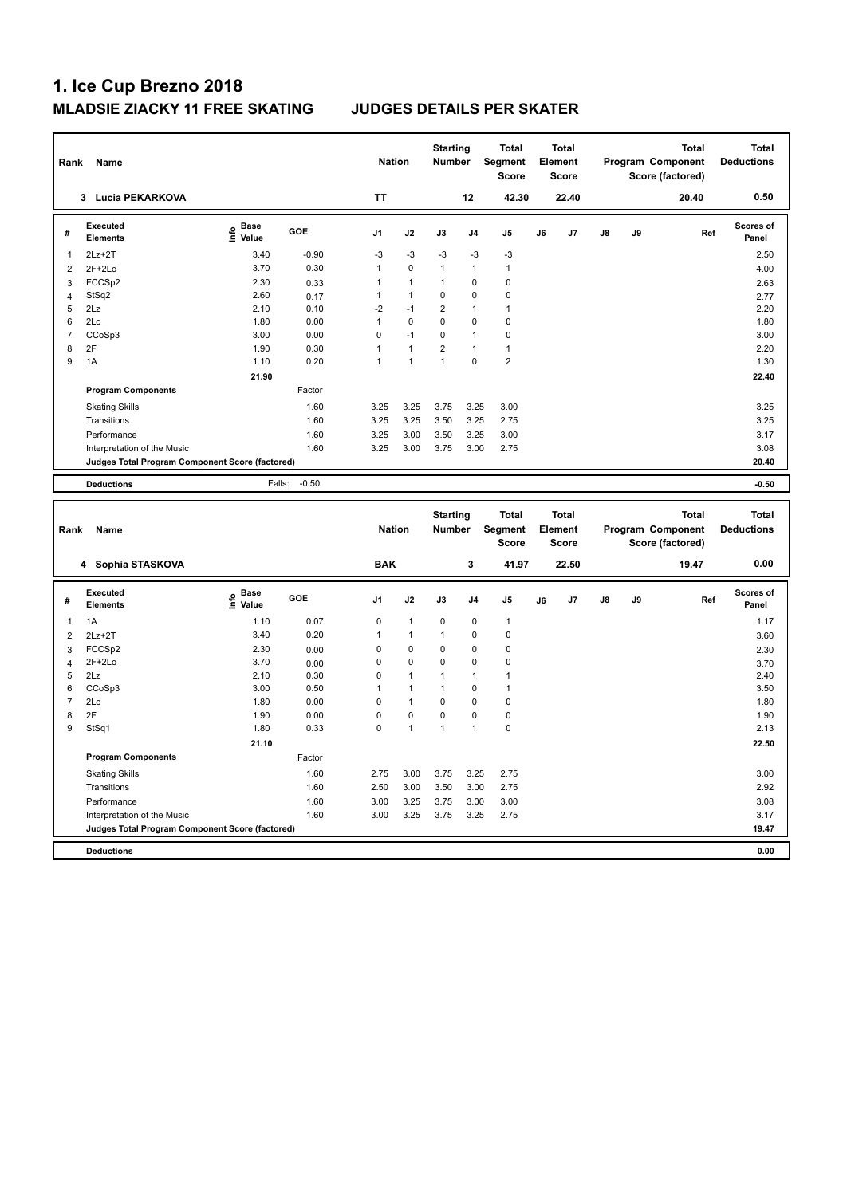# 1. Ice Cup Brezno 2018

## MLADSIE ZIACKY 11 FREE SKATING JUDGES DETAILS PER SKATER

| Rank | Name | Nation | Starting Number | Total Segment Score | Total Element Score | Total Program Component Score (factored) | Total Deductions |
|---|---|---|---|---|---|---|---|
| 3 | Lucia PEKARKOVA | TT | 12 | 42.30 | 22.40 | 20.40 | 0.50 |

| # | Executed Elements | Info | Base Value | GOE | J1 | J2 | J3 | J4 | J5 | J6 | J7 | J8 | J9 | Ref | Scores of Panel |
|---|---|---|---|---|---|---|---|---|---|---|---|---|---|---|---|
| 1 | 2Lz+2T | | 3.40 | -0.90 | -3 | -3 | -3 | -3 | -3 | | | | | | 2.50 |
| 2 | 2F+2Lo | | 3.70 | 0.30 | 1 | 0 | 1 | 1 | 1 | | | | | | 4.00 |
| 3 | FCCSp2 | | 2.30 | 0.33 | 1 | 1 | 1 | 0 | 0 | | | | | | 2.63 |
| 4 | StSq2 | | 2.60 | 0.17 | 1 | 1 | 0 | 0 | 0 | | | | | | 2.77 |
| 5 | 2Lz | | 2.10 | 0.10 | -2 | -1 | 2 | 1 | 1 | | | | | | 2.20 |
| 6 | 2Lo | | 1.80 | 0.00 | 1 | 0 | 0 | 0 | 0 | | | | | | 1.80 |
| 7 | CCoSp3 | | 3.00 | 0.00 | 0 | -1 | 0 | 1 | 0 | | | | | | 3.00 |
| 8 | 2F | | 1.90 | 0.30 | 1 | 1 | 2 | 1 | 1 | | | | | | 2.20 |
| 9 | 1A | | 1.10 | 0.20 | 1 | 1 | 1 | 0 | 2 | | | | | | 1.30 |
| | | | 21.90 | | | | | | | | | | | | 22.40 |
| | **Program Components** | | | Factor | | | | | | | | | | | |
| | Skating Skills | | | 1.60 | 3.25 | 3.25 | 3.75 | 3.25 | 3.00 | | | | | | 3.25 |
| | Transitions | | | 1.60 | 3.25 | 3.25 | 3.50 | 3.25 | 2.75 | | | | | | 3.25 |
| | Performance | | | 1.60 | 3.25 | 3.00 | 3.50 | 3.25 | 3.00 | | | | | | 3.17 |
| | Interpretation of the Music | | | 1.60 | 3.25 | 3.00 | 3.75 | 3.00 | 2.75 | | | | | | 3.08 |
| | **Judges Total Program Component Score (factored)** | | | | | | | | | | | | | | 20.40 |
| | **Deductions** | | Falls: | -0.50 | | | | | | | | | | | -0.50 |

| Rank | Name | Nation | Starting Number | Total Segment Score | Total Element Score | Total Program Component Score (factored) | Total Deductions |
|---|---|---|---|---|---|---|---|
| 4 | Sophia STASKOVA | BAK | 3 | 41.97 | 22.50 | 19.47 | 0.00 |

| # | Executed Elements | Info | Base Value | GOE | J1 | J2 | J3 | J4 | J5 | J6 | J7 | J8 | J9 | Ref | Scores of Panel |
|---|---|---|---|---|---|---|---|---|---|---|---|---|---|---|---|
| 1 | 1A | | 1.10 | 0.07 | 0 | 1 | 0 | 0 | 1 | | | | | | 1.17 |
| 2 | 2Lz+2T | | 3.40 | 0.20 | 1 | 1 | 1 | 0 | 0 | | | | | | 3.60 |
| 3 | FCCSp2 | | 2.30 | 0.00 | 0 | 0 | 0 | 0 | 0 | | | | | | 2.30 |
| 4 | 2F+2Lo | | 3.70 | 0.00 | 0 | 0 | 0 | 0 | 0 | | | | | | 3.70 |
| 5 | 2Lz | | 2.10 | 0.30 | 0 | 1 | 1 | 1 | 1 | | | | | | 2.40 |
| 6 | CCoSp3 | | 3.00 | 0.50 | 1 | 1 | 1 | 0 | 1 | | | | | | 3.50 |
| 7 | 2Lo | | 1.80 | 0.00 | 0 | 1 | 0 | 0 | 0 | | | | | | 1.80 |
| 8 | 2F | | 1.90 | 0.00 | 0 | 0 | 0 | 0 | 0 | | | | | | 1.90 |
| 9 | StSq1 | | 1.80 | 0.33 | 0 | 1 | 1 | 1 | 0 | | | | | | 2.13 |
| | | | 21.10 | | | | | | | | | | | | 22.50 |
| | **Program Components** | | | Factor | | | | | | | | | | | |
| | Skating Skills | | | 1.60 | 2.75 | 3.00 | 3.75 | 3.25 | 2.75 | | | | | | 3.00 |
| | Transitions | | | 1.60 | 2.50 | 3.00 | 3.50 | 3.00 | 2.75 | | | | | | 2.92 |
| | Performance | | | 1.60 | 3.00 | 3.25 | 3.75 | 3.00 | 3.00 | | | | | | 3.08 |
| | Interpretation of the Music | | | 1.60 | 3.00 | 3.25 | 3.75 | 3.25 | 2.75 | | | | | | 3.17 |
| | **Judges Total Program Component Score (factored)** | | | | | | | | | | | | | | 19.47 |
| | **Deductions** | | | | | | | | | | | | | | 0.00 |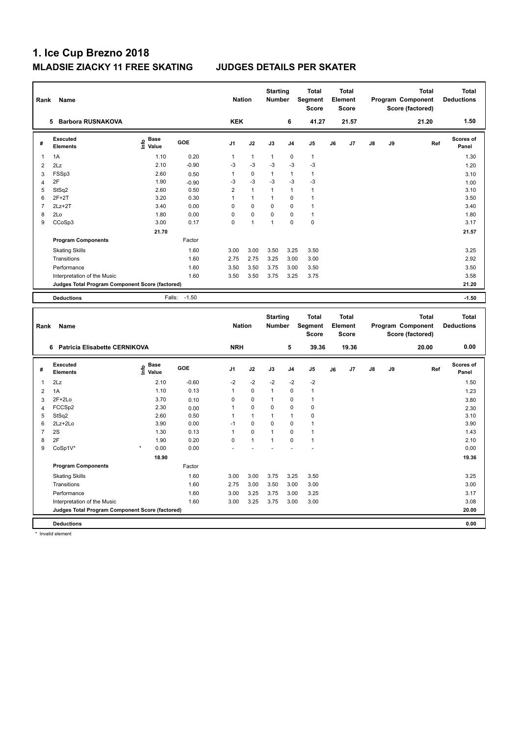# 1. Ice Cup Brezno 2018

## MLADSIE ZIACKY 11 FREE SKATING JUDGES DETAILS PER SKATER

| Rank | Name | Nation | Starting Number | Total Segment Score | Total Element Score | Total Program Component Score (factored) | Total Deductions |
|---|---|---|---|---|---|---|---|
| 5 | Barbora RUSNAKOVA | KEK | 6 | 41.27 | 21.57 | 21.20 | 1.50 |

| # | Executed Elements | Info | Base Value | GOE | J1 | J2 | J3 | J4 | J5 | J6 | J7 | J8 | J9 | Ref | Scores of Panel |
|---|---|---|---|---|---|---|---|---|---|---|---|---|---|---|---|
| 1 | 1A | | 1.10 | 0.20 | 1 | 1 | 1 | 0 | 1 | | | | | | 1.30 |
| 2 | 2Lz | | 2.10 | -0.90 | -3 | -3 | -3 | -3 | -3 | | | | | | 1.20 |
| 3 | FSSp3 | | 2.60 | 0.50 | 1 | 0 | 1 | 1 | 1 | | | | | | 3.10 |
| 4 | 2F | | 1.90 | -0.90 | -3 | -3 | -3 | -3 | -3 | | | | | | 1.00 |
| 5 | StSq2 | | 2.60 | 0.50 | 2 | 1 | 1 | 1 | 1 | | | | | | 3.10 |
| 6 | 2F+2T | | 3.20 | 0.30 | 1 | 1 | 1 | 0 | 1 | | | | | | 3.50 |
| 7 | 2Lz+2T | | 3.40 | 0.00 | 0 | 0 | 0 | 0 | 1 | | | | | | 3.40 |
| 8 | 2Lo | | 1.80 | 0.00 | 0 | 0 | 0 | 0 | 1 | | | | | | 1.80 |
| 9 | CCoSp3 | | 3.00 | 0.17 | 0 | 1 | 1 | 0 | 0 | | | | | | 3.17 |
| | | | 21.70 | | | | | | | | | | | | 21.57 |
| | **Program Components** | | | Factor | | | | | | | | | | | |
| | Skating Skills | | | 1.60 | 3.00 | 3.00 | 3.50 | 3.25 | 3.50 | | | | | | 3.25 |
| | Transitions | | | 1.60 | 2.75 | 2.75 | 3.25 | 3.00 | 3.00 | | | | | | 2.92 |
| | Performance | | | 1.60 | 3.50 | 3.50 | 3.75 | 3.00 | 3.50 | | | | | | 3.50 |
| | Interpretation of the Music | | | 1.60 | 3.50 | 3.50 | 3.75 | 3.25 | 3.75 | | | | | | 3.58 |
| | **Judges Total Program Component Score (factored)** | | | | | | | | | | | | | | 21.20 |
| | **Deductions** | | Falls: | -1.50 | | | | | | | | | | | -1.50 |

| Rank | Name | Nation | Starting Number | Total Segment Score | Total Element Score | Total Program Component Score (factored) | Total Deductions |
|---|---|---|---|---|---|---|---|
| 6 | Patricia Elisabette CERNIKOVA | NRH | 5 | 39.36 | 19.36 | 20.00 | 0.00 |

| # | Executed Elements | Info | Base Value | GOE | J1 | J2 | J3 | J4 | J5 | J6 | J7 | J8 | J9 | Ref | Scores of Panel |
|---|---|---|---|---|---|---|---|---|---|---|---|---|---|---|---|
| 1 | 2Lz | | 2.10 | -0.60 | -2 | -2 | -2 | -2 | -2 | | | | | | 1.50 |
| 2 | 1A | | 1.10 | 0.13 | 1 | 0 | 1 | 0 | 1 | | | | | | 1.23 |
| 3 | 2F+2Lo | | 3.70 | 0.10 | 0 | 0 | 1 | 0 | 1 | | | | | | 3.80 |
| 4 | FCCSp2 | | 2.30 | 0.00 | 1 | 0 | 0 | 0 | 0 | | | | | | 2.30 |
| 5 | StSq2 | | 2.60 | 0.50 | 1 | 1 | 1 | 1 | 0 | | | | | | 3.10 |
| 6 | 2Lz+2Lo | | 3.90 | 0.00 | -1 | 0 | 0 | 0 | 1 | | | | | | 3.90 |
| 7 | 2S | | 1.30 | 0.13 | 1 | 0 | 1 | 0 | 1 | | | | | | 1.43 |
| 8 | 2F | | 1.90 | 0.20 | 0 | 1 | 1 | 0 | 1 | | | | | | 2.10 |
| 9 | CoSp1V* | * | 0.00 | 0.00 | - | - | - | - | - | | | | | | 0.00 |
| | | | 18.90 | | | | | | | | | | | | 19.36 |
| | **Program Components** | | | Factor | | | | | | | | | | | |
| | Skating Skills | | | 1.60 | 3.00 | 3.00 | 3.75 | 3.25 | 3.50 | | | | | | 3.25 |
| | Transitions | | | 1.60 | 2.75 | 3.00 | 3.50 | 3.00 | 3.00 | | | | | | 3.00 |
| | Performance | | | 1.60 | 3.00 | 3.25 | 3.75 | 3.00 | 3.25 | | | | | | 3.17 |
| | Interpretation of the Music | | | 1.60 | 3.00 | 3.25 | 3.75 | 3.00 | 3.00 | | | | | | 3.08 |
| | **Judges Total Program Component Score (factored)** | | | | | | | | | | | | | | 20.00 |
| | **Deductions** | | | | | | | | | | | | | | 0.00 |

\* Invalid element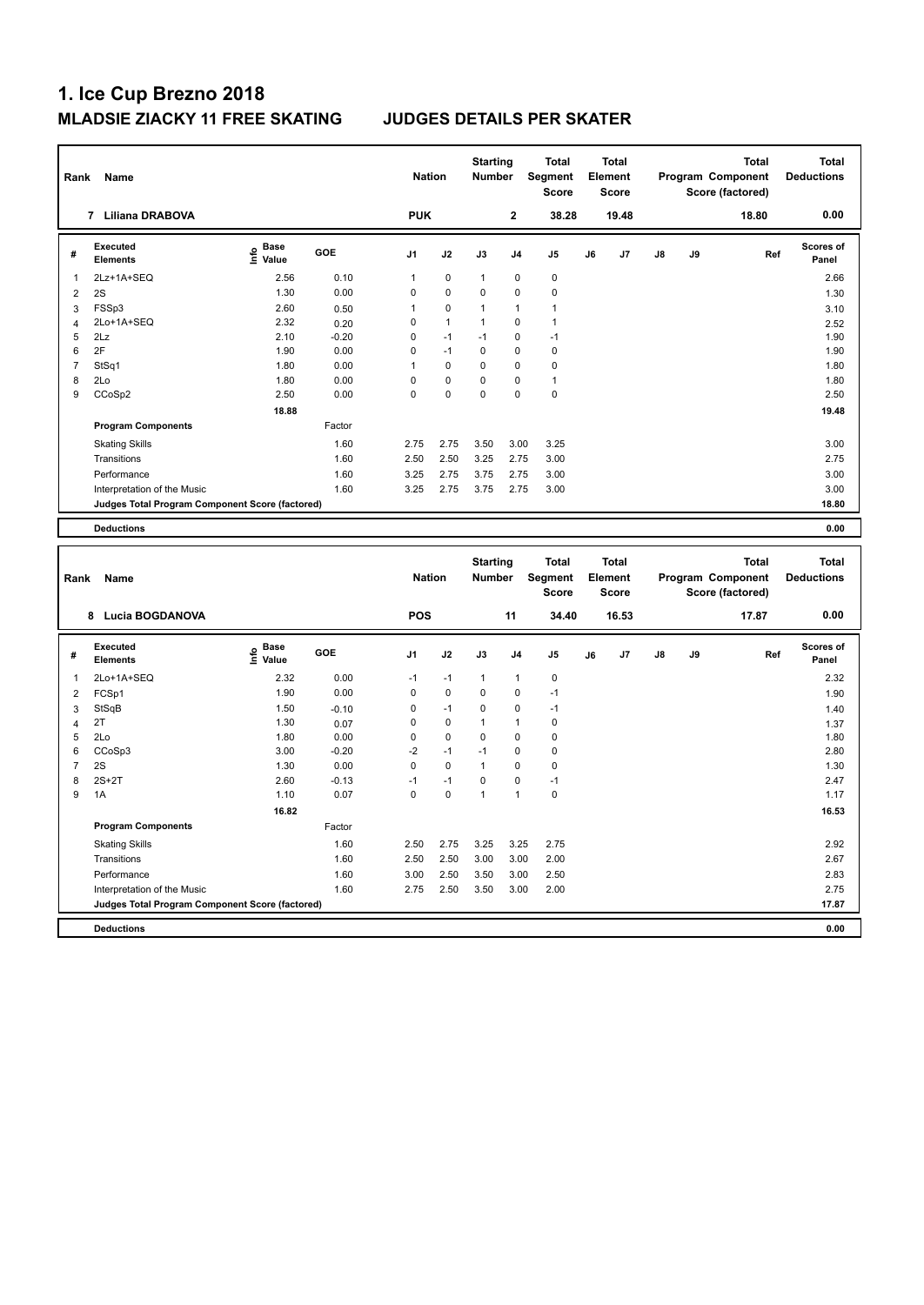# 1. Ice Cup Brezno 2018

## MLADSIE ZIACKY 11 FREE SKATING    JUDGES DETAILS PER SKATER

| Rank | Name | Nation | Starting Number | Total Segment Score | Total Element Score | Total Program Component Score (factored) | Total Deductions |
|---|---|---|---|---|---|---|---|
| 7 | Liliana DRABOVA | PUK | 2 | 38.28 | 19.48 | 18.80 | 0.00 |

| # | Executed Elements | Info | Base Value | GOE | J1 | J2 | J3 | J4 | J5 | J6 | J7 | J8 | J9 | Ref | Scores of Panel |
|---|---|---|---|---|---|---|---|---|---|---|---|---|---|---|---|
| 1 | 2Lz+1A+SEQ | | 2.56 | 0.10 | 1 | 0 | 1 | 0 | 0 | | | | | | 2.66 |
| 2 | 2S | | 1.30 | 0.00 | 0 | 0 | 0 | 0 | 0 | | | | | | 1.30 |
| 3 | FSSp3 | | 2.60 | 0.50 | 1 | 0 | 1 | 1 | 1 | | | | | | 3.10 |
| 4 | 2Lo+1A+SEQ | | 2.32 | 0.20 | 0 | 1 | 1 | 0 | 1 | | | | | | 2.52 |
| 5 | 2Lz | | 2.10 | -0.20 | 0 | -1 | -1 | 0 | -1 | | | | | | 1.90 |
| 6 | 2F | | 1.90 | 0.00 | 0 | -1 | 0 | 0 | 0 | | | | | | 1.90 |
| 7 | StSq1 | | 1.80 | 0.00 | 1 | 0 | 0 | 0 | 0 | | | | | | 1.80 |
| 8 | 2Lo | | 1.80 | 0.00 | 0 | 0 | 0 | 0 | 1 | | | | | | 1.80 |
| 9 | CCoSp2 | | 2.50 | 0.00 | 0 | 0 | 0 | 0 | 0 | | | | | | 2.50 |
| | | | 18.88 | | | | | | | | | | | | 19.48 |
| | **Program Components** | | | Factor | | | | | | | | | | | |
| | Skating Skills | | | 1.60 | 2.75 | 2.75 | 3.50 | 3.00 | 3.25 | | | | | | 3.00 |
| | Transitions | | | 1.60 | 2.50 | 2.50 | 3.25 | 2.75 | 3.00 | | | | | | 2.75 |
| | Performance | | | 1.60 | 3.25 | 2.75 | 3.75 | 2.75 | 3.00 | | | | | | 3.00 |
| | Interpretation of the Music | | | 1.60 | 3.25 | 2.75 | 3.75 | 2.75 | 3.00 | | | | | | 3.00 |
| | **Judges Total Program Component Score (factored)** | | | | | | | | | | | | | | 18.80 |
| | **Deductions** | | | | | | | | | | | | | | 0.00 |

| Rank | Name | Nation | Starting Number | Total Segment Score | Total Element Score | Total Program Component Score (factored) | Total Deductions |
|---|---|---|---|---|---|---|---|
| 8 | Lucia BOGDANOVA | POS | 11 | 34.40 | 16.53 | 17.87 | 0.00 |

| # | Executed Elements | Info | Base Value | GOE | J1 | J2 | J3 | J4 | J5 | J6 | J7 | J8 | J9 | Ref | Scores of Panel |
|---|---|---|---|---|---|---|---|---|---|---|---|---|---|---|---|
| 1 | 2Lo+1A+SEQ | | 2.32 | 0.00 | -1 | -1 | 1 | 1 | 0 | | | | | | 2.32 |
| 2 | FCSp1 | | 1.90 | 0.00 | 0 | 0 | 0 | 0 | -1 | | | | | | 1.90 |
| 3 | StSqB | | 1.50 | -0.10 | 0 | -1 | 0 | 0 | -1 | | | | | | 1.40 |
| 4 | 2T | | 1.30 | 0.07 | 0 | 0 | 1 | 1 | 0 | | | | | | 1.37 |
| 5 | 2Lo | | 1.80 | 0.00 | 0 | 0 | 0 | 0 | 0 | | | | | | 1.80 |
| 6 | CCoSp3 | | 3.00 | -0.20 | -2 | -1 | -1 | 0 | 0 | | | | | | 2.80 |
| 7 | 2S | | 1.30 | 0.00 | 0 | 0 | 1 | 0 | 0 | | | | | | 1.30 |
| 8 | 2S+2T | | 2.60 | -0.13 | -1 | -1 | 0 | 0 | -1 | | | | | | 2.47 |
| 9 | 1A | | 1.10 | 0.07 | 0 | 0 | 1 | 1 | 0 | | | | | | 1.17 |
| | | | 16.82 | | | | | | | | | | | | 16.53 |
| | **Program Components** | | | Factor | | | | | | | | | | | |
| | Skating Skills | | | 1.60 | 2.50 | 2.75 | 3.25 | 3.25 | 2.75 | | | | | | 2.92 |
| | Transitions | | | 1.60 | 2.50 | 2.50 | 3.00 | 3.00 | 2.00 | | | | | | 2.67 |
| | Performance | | | 1.60 | 3.00 | 2.50 | 3.50 | 3.00 | 2.50 | | | | | | 2.83 |
| | Interpretation of the Music | | | 1.60 | 2.75 | 2.50 | 3.50 | 3.00 | 2.00 | | | | | | 2.75 |
| | **Judges Total Program Component Score (factored)** | | | | | | | | | | | | | | 17.87 |
| | **Deductions** | | | | | | | | | | | | | | 0.00 |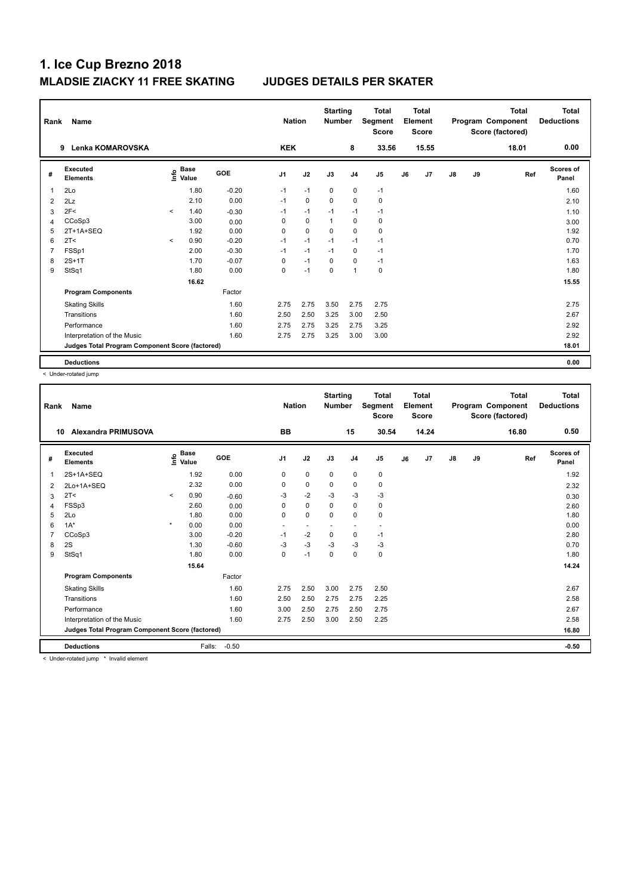# 1. Ice Cup Brezno 2018

## MLADSIE ZIACKY 11 FREE SKATING JUDGES DETAILS PER SKATER

| Rank | Name | Nation | Starting Number | Total Segment Score | Total Element Score | Total Program Component Score (factored) | Total Deductions |
|---|---|---|---|---|---|---|---|
| 9 | Lenka KOMAROVSKA | KEK | 8 | 33.56 | 15.55 | 18.01 | 0.00 |

| # | Executed Elements | Info | Base Value | GOE | J1 | J2 | J3 | J4 | J5 | J6 | J7 | J8 | J9 | Ref | Scores of Panel |
|---|---|---|---|---|---|---|---|---|---|---|---|---|---|---|---|
| 1 | 2Lo | | 1.80 | -0.20 | -1 | -1 | 0 | 0 | -1 | | | | | | 1.60 |
| 2 | 2Lz | | 2.10 | 0.00 | -1 | 0 | 0 | 0 | 0 | | | | | | 2.10 |
| 3 | 2F< | < | 1.40 | -0.30 | -1 | -1 | -1 | -1 | -1 | | | | | | 1.10 |
| 4 | CCoSp3 | | 3.00 | 0.00 | 0 | 0 | 1 | 0 | 0 | | | | | | 3.00 |
| 5 | 2T+1A+SEQ | | 1.92 | 0.00 | 0 | 0 | 0 | 0 | 0 | | | | | | 1.92 |
| 6 | 2T< | < | 0.90 | -0.20 | -1 | -1 | -1 | -1 | -1 | | | | | | 0.70 |
| 7 | FSSp1 | | 2.00 | -0.30 | -1 | -1 | -1 | 0 | -1 | | | | | | 1.70 |
| 8 | 2S+1T | | 1.70 | -0.07 | 0 | -1 | 0 | 0 | -1 | | | | | | 1.63 |
| 9 | StSq1 | | 1.80 | 0.00 | 0 | -1 | 0 | 1 | 0 | | | | | | 1.80 |
| | | | 16.62 | | | | | | | | | | | | 15.55 |
| | **Program Components** | | | Factor | | | | | | | | | | | |
| | Skating Skills | | | 1.60 | 2.75 | 2.75 | 3.50 | 2.75 | 2.75 | | | | | | 2.75 |
| | Transitions | | | 1.60 | 2.50 | 2.50 | 3.25 | 3.00 | 2.50 | | | | | | 2.67 |
| | Performance | | | 1.60 | 2.75 | 2.75 | 3.25 | 2.75 | 3.25 | | | | | | 2.92 |
| | Interpretation of the Music | | | 1.60 | 2.75 | 2.75 | 3.25 | 3.00 | 3.00 | | | | | | 2.92 |
| | **Judges Total Program Component Score (factored)** | | | | | | | | | | | | | | 18.01 |
| | **Deductions** | | | | | | | | | | | | | | 0.00 |

< Under-rotated jump

| Rank | Name | Nation | Starting Number | Total Segment Score | Total Element Score | Total Program Component Score (factored) | Total Deductions |
|---|---|---|---|---|---|---|---|
| 10 | Alexandra PRIMUSOVA | BB | 15 | 30.54 | 14.24 | 16.80 | 0.50 |

| # | Executed Elements | Info | Base Value | GOE | J1 | J2 | J3 | J4 | J5 | J6 | J7 | J8 | J9 | Ref | Scores of Panel |
|---|---|---|---|---|---|---|---|---|---|---|---|---|---|---|---|
| 1 | 2S+1A+SEQ | | 1.92 | 0.00 | 0 | 0 | 0 | 0 | 0 | | | | | | 1.92 |
| 2 | 2Lo+1A+SEQ | | 2.32 | 0.00 | 0 | 0 | 0 | 0 | 0 | | | | | | 2.32 |
| 3 | 2T< | < | 0.90 | -0.60 | -3 | -2 | -3 | -3 | -3 | | | | | | 0.30 |
| 4 | FSSp3 | | 2.60 | 0.00 | 0 | 0 | 0 | 0 | 0 | | | | | | 2.60 |
| 5 | 2Lo | | 1.80 | 0.00 | 0 | 0 | 0 | 0 | 0 | | | | | | 1.80 |
| 6 | 1A* | * | 0.00 | 0.00 | - | - | - | - | - | | | | | | 0.00 |
| 7 | CCoSp3 | | 3.00 | -0.20 | -1 | -2 | 0 | 0 | -1 | | | | | | 2.80 |
| 8 | 2S | | 1.30 | -0.60 | -3 | -3 | -3 | -3 | -3 | | | | | | 0.70 |
| 9 | StSq1 | | 1.80 | 0.00 | 0 | -1 | 0 | 0 | 0 | | | | | | 1.80 |
| | | | 15.64 | | | | | | | | | | | | 14.24 |
| | **Program Components** | | | Factor | | | | | | | | | | | |
| | Skating Skills | | | 1.60 | 2.75 | 2.50 | 3.00 | 2.75 | 2.50 | | | | | | 2.67 |
| | Transitions | | | 1.60 | 2.50 | 2.50 | 2.75 | 2.75 | 2.25 | | | | | | 2.58 |
| | Performance | | | 1.60 | 3.00 | 2.50 | 2.75 | 2.50 | 2.75 | | | | | | 2.67 |
| | Interpretation of the Music | | | 1.60 | 2.75 | 2.50 | 3.00 | 2.50 | 2.25 | | | | | | 2.58 |
| | **Judges Total Program Component Score (factored)** | | | | | | | | | | | | | | 16.80 |
| | **Deductions** | | | Falls: -0.50 | | | | | | | | | | | -0.50 |

< Under-rotated jump * Invalid element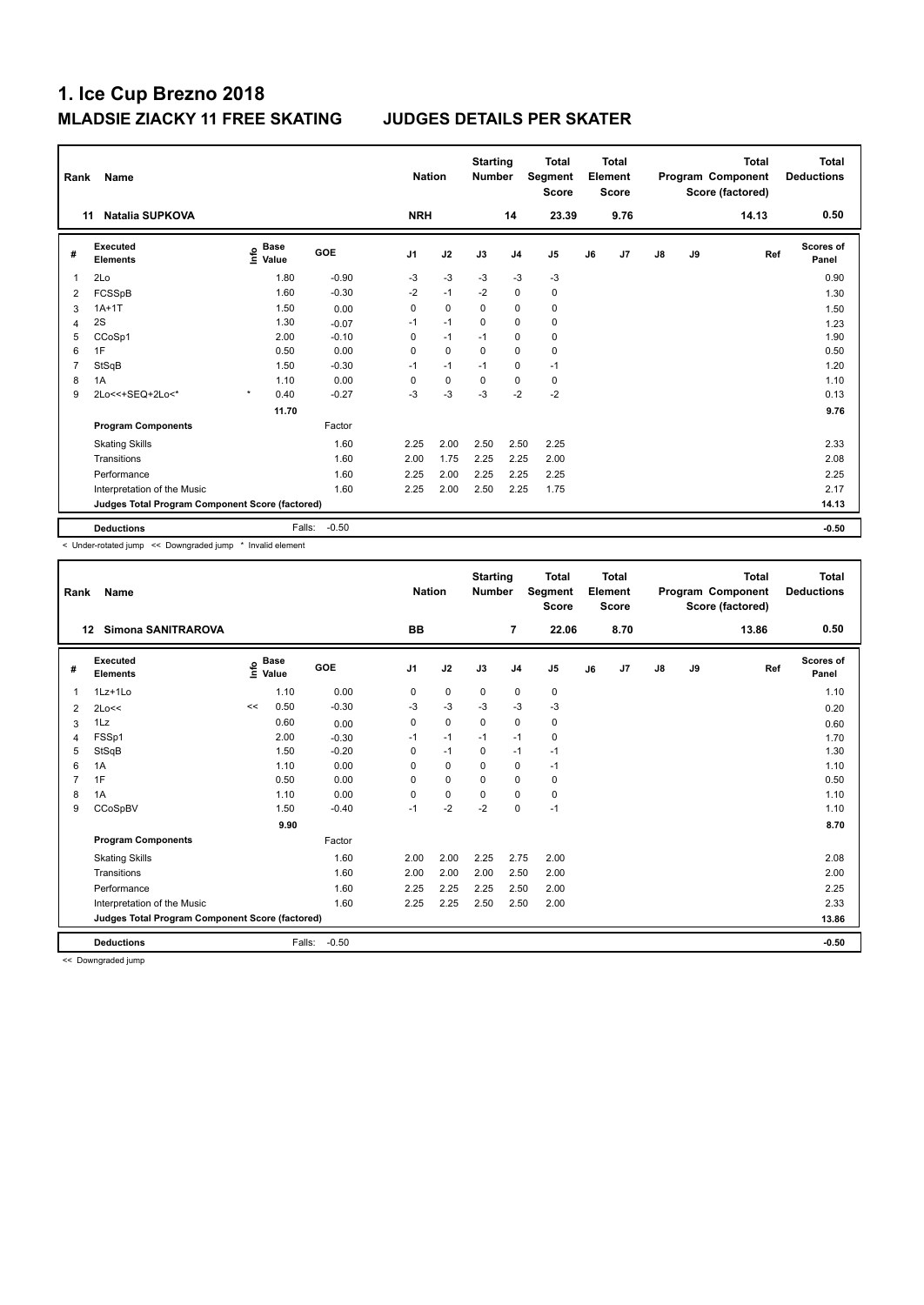# 1. Ice Cup Brezno 2018

## MLADSIE ZIACKY 11 FREE SKATING JUDGES DETAILS PER SKATER

| Rank | Name | Nation | Starting Number | Total Segment Score | Total Element Score | Total Program Component Score (factored) | Total Deductions |
|---|---|---|---|---|---|---|---|
| 11 | Natalia SUPKOVA | NRH | 14 | 23.39 | 9.76 | 14.13 | 0.50 |

| # | Executed Elements | Info | Base Value | GOE | J1 | J2 | J3 | J4 | J5 | J6 | J7 | J8 | J9 | Ref | Scores of Panel |
|---|---|---|---|---|---|---|---|---|---|---|---|---|---|---|---|
| 1 | 2Lo | | 1.80 | -0.90 | -3 | -3 | -3 | -3 | -3 | | | | | | 0.90 |
| 2 | FCSSpB | | 1.60 | -0.30 | -2 | -1 | -2 | 0 | 0 | | | | | | 1.30 |
| 3 | 1A+1T | | 1.50 | 0.00 | 0 | 0 | 0 | 0 | 0 | | | | | | 1.50 |
| 4 | 2S | | 1.30 | -0.07 | -1 | -1 | 0 | 0 | 0 | | | | | | 1.23 |
| 5 | CCoSp1 | | 2.00 | -0.10 | 0 | -1 | -1 | 0 | 0 | | | | | | 1.90 |
| 6 | 1F | | 0.50 | 0.00 | 0 | 0 | 0 | 0 | 0 | | | | | | 0.50 |
| 7 | StSqB | | 1.50 | -0.30 | -1 | -1 | -1 | 0 | -1 | | | | | | 1.20 |
| 8 | 1A | | 1.10 | 0.00 | 0 | 0 | 0 | 0 | 0 | | | | | | 1.10 |
| 9 | 2Lo<<+SEQ+2Lo<* | * | 0.40 | -0.27 | -3 | -3 | -3 | -2 | -2 | | | | | | 0.13 |
| | | | 11.70 | | | | | | | | | | | | 9.76 |
| | **Program Components** | | | Factor | | | | | | | | | | | |
| | Skating Skills | | | 1.60 | 2.25 | 2.00 | 2.50 | 2.50 | 2.25 | | | | | | 2.33 |
| | Transitions | | | 1.60 | 2.00 | 1.75 | 2.25 | 2.25 | 2.00 | | | | | | 2.08 |
| | Performance | | | 1.60 | 2.25 | 2.00 | 2.25 | 2.25 | 2.25 | | | | | | 2.25 |
| | Interpretation of the Music | | | 1.60 | 2.25 | 2.00 | 2.50 | 2.25 | 1.75 | | | | | | 2.17 |
| | **Judges Total Program Component Score (factored)** | | | | | | | | | | | | | | 14.13 |
| | **Deductions** | | Falls: | -0.50 | | | | | | | | | | | -0.50 |

< Under-rotated jump << Downgraded jump * Invalid element

| Rank | Name | Nation | Starting Number | Total Segment Score | Total Element Score | Total Program Component Score (factored) | Total Deductions |
|---|---|---|---|---|---|---|---|
| 12 | Simona SANITRAROVA | BB | 7 | 22.06 | 8.70 | 13.86 | 0.50 |

| # | Executed Elements | Info | Base Value | GOE | J1 | J2 | J3 | J4 | J5 | J6 | J7 | J8 | J9 | Ref | Scores of Panel |
|---|---|---|---|---|---|---|---|---|---|---|---|---|---|---|---|
| 1 | 1Lz+1Lo | | 1.10 | 0.00 | 0 | 0 | 0 | 0 | 0 | | | | | | 1.10 |
| 2 | 2Lo<< | << | 0.50 | -0.30 | -3 | -3 | -3 | -3 | -3 | | | | | | 0.20 |
| 3 | 1Lz | | 0.60 | 0.00 | 0 | 0 | 0 | 0 | 0 | | | | | | 0.60 |
| 4 | FSSp1 | | 2.00 | -0.30 | -1 | -1 | -1 | -1 | 0 | | | | | | 1.70 |
| 5 | StSqB | | 1.50 | -0.20 | 0 | -1 | 0 | -1 | -1 | | | | | | 1.30 |
| 6 | 1A | | 1.10 | 0.00 | 0 | 0 | 0 | 0 | -1 | | | | | | 1.10 |
| 7 | 1F | | 0.50 | 0.00 | 0 | 0 | 0 | 0 | 0 | | | | | | 0.50 |
| 8 | 1A | | 1.10 | 0.00 | 0 | 0 | 0 | 0 | 0 | | | | | | 1.10 |
| 9 | CCoSpBV | | 1.50 | -0.40 | -1 | -2 | -2 | 0 | -1 | | | | | | 1.10 |
| | | | 9.90 | | | | | | | | | | | | 8.70 |
| | **Program Components** | | | Factor | | | | | | | | | | | |
| | Skating Skills | | | 1.60 | 2.00 | 2.00 | 2.25 | 2.75 | 2.00 | | | | | | 2.08 |
| | Transitions | | | 1.60 | 2.00 | 2.00 | 2.00 | 2.50 | 2.00 | | | | | | 2.00 |
| | Performance | | | 1.60 | 2.25 | 2.25 | 2.25 | 2.50 | 2.00 | | | | | | 2.25 |
| | Interpretation of the Music | | | 1.60 | 2.25 | 2.25 | 2.50 | 2.50 | 2.00 | | | | | | 2.33 |
| | **Judges Total Program Component Score (factored)** | | | | | | | | | | | | | | 13.86 |
| | **Deductions** | | Falls: | -0.50 | | | | | | | | | | | -0.50 |

<< Downgraded jump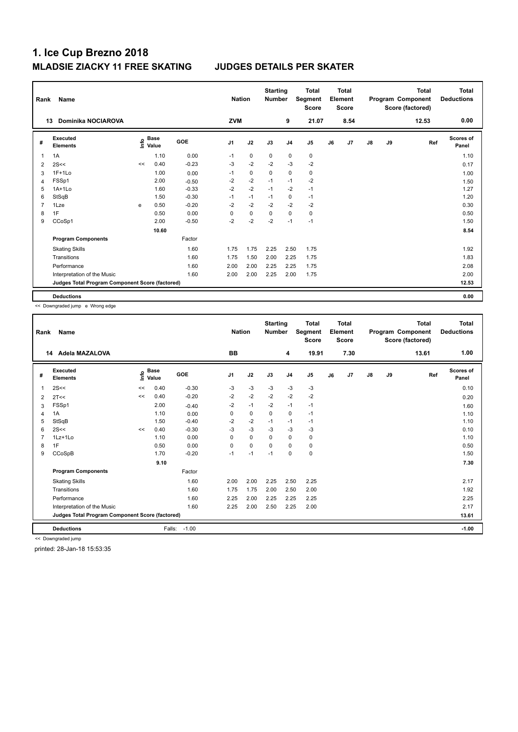# 1. Ice Cup Brezno 2018

## MLADSIE ZIACKY 11 FREE SKATING JUDGES DETAILS PER SKATER

| Rank | Name | Nation | Starting Number | Total Segment Score | Total Element Score | Total Program Component Score (factored) | Total Deductions |
|---|---|---|---|---|---|---|---|
| 13 | Dominika NOCIAROVA | ZVM | 9 | 21.07 | 8.54 | 12.53 | 0.00 |

| # | Executed Elements | Info | Base Value | GOE | J1 | J2 | J3 | J4 | J5 | J6 | J7 | J8 | J9 | Ref | Scores of Panel |
|---|---|---|---|---|---|---|---|---|---|---|---|---|---|---|---|
| 1 | 1A | | 1.10 | 0.00 | -1 | 0 | 0 | 0 | 0 | | | | | | 1.10 |
| 2 | 2S<< | << | 0.40 | -0.23 | -3 | -2 | -2 | -3 | -2 | | | | | | 0.17 |
| 3 | 1F+1Lo | | 1.00 | 0.00 | -1 | 0 | 0 | 0 | 0 | | | | | | 1.00 |
| 4 | FSSp1 | | 2.00 | -0.50 | -2 | -2 | -1 | -1 | -2 | | | | | | 1.50 |
| 5 | 1A+1Lo | | 1.60 | -0.33 | -2 | -2 | -1 | -2 | -1 | | | | | | 1.27 |
| 6 | StSqB | | 1.50 | -0.30 | -1 | -1 | -1 | 0 | -1 | | | | | | 1.20 |
| 7 | 1Lze | e | 0.50 | -0.20 | -2 | -2 | -2 | -2 | -2 | | | | | | 0.30 |
| 8 | 1F | | 0.50 | 0.00 | 0 | 0 | 0 | 0 | 0 | | | | | | 0.50 |
| 9 | CCoSp1 | | 2.00 | -0.50 | -2 | -2 | -2 | -1 | -1 | | | | | | 1.50 |
| | | | 10.60 | | | | | | | | | | | | 8.54 |
| | **Program Components** | | | Factor | | | | | | | | | | | |
| | Skating Skills | | | 1.60 | 1.75 | 1.75 | 2.25 | 2.50 | 1.75 | | | | | | 1.92 |
| | Transitions | | | 1.60 | 1.75 | 1.50 | 2.00 | 2.25 | 1.75 | | | | | | 1.83 |
| | Performance | | | 1.60 | 2.00 | 2.00 | 2.25 | 2.25 | 1.75 | | | | | | 2.08 |
| | Interpretation of the Music | | | 1.60 | 2.00 | 2.00 | 2.25 | 2.00 | 1.75 | | | | | | 2.00 |
| | **Judges Total Program Component Score (factored)** | | | | | | | | | | | | | | 12.53 |
| | **Deductions** | | | | | | | | | | | | | | 0.00 |

<< Downgraded jump e Wrong edge

| Rank | Name | Nation | Starting Number | Total Segment Score | Total Element Score | Total Program Component Score (factored) | Total Deductions |
|---|---|---|---|---|---|---|---|
| 14 | Adela MAZALOVA | BB | 4 | 19.91 | 7.30 | 13.61 | 1.00 |

| # | Executed Elements | Info | Base Value | GOE | J1 | J2 | J3 | J4 | J5 | J6 | J7 | J8 | J9 | Ref | Scores of Panel |
|---|---|---|---|---|---|---|---|---|---|---|---|---|---|---|---|
| 1 | 2S<< | << | 0.40 | -0.30 | -3 | -3 | -3 | -3 | -3 | | | | | | 0.10 |
| 2 | 2T<< | << | 0.40 | -0.20 | -2 | -2 | -2 | -2 | -2 | | | | | | 0.20 |
| 3 | FSSp1 | | 2.00 | -0.40 | -2 | -1 | -2 | -1 | -1 | | | | | | 1.60 |
| 4 | 1A | | 1.10 | 0.00 | 0 | 0 | 0 | 0 | -1 | | | | | | 1.10 |
| 5 | StSqB | | 1.50 | -0.40 | -2 | -2 | -1 | -1 | -1 | | | | | | 1.10 |
| 6 | 2S<< | << | 0.40 | -0.30 | -3 | -3 | -3 | -3 | -3 | | | | | | 0.10 |
| 7 | 1Lz+1Lo | | 1.10 | 0.00 | 0 | 0 | 0 | 0 | 0 | | | | | | 1.10 |
| 8 | 1F | | 0.50 | 0.00 | 0 | 0 | 0 | 0 | 0 | | | | | | 0.50 |
| 9 | CCoSpB | | 1.70 | -0.20 | -1 | -1 | -1 | 0 | 0 | | | | | | 1.50 |
| | | | 9.10 | | | | | | | | | | | | 7.30 |
| | **Program Components** | | | Factor | | | | | | | | | | | |
| | Skating Skills | | | 1.60 | 2.00 | 2.00 | 2.25 | 2.50 | 2.25 | | | | | | 2.17 |
| | Transitions | | | 1.60 | 1.75 | 1.75 | 2.00 | 2.50 | 2.00 | | | | | | 1.92 |
| | Performance | | | 1.60 | 2.25 | 2.00 | 2.25 | 2.25 | 2.25 | | | | | | 2.25 |
| | Interpretation of the Music | | | 1.60 | 2.25 | 2.00 | 2.50 | 2.25 | 2.00 | | | | | | 2.17 |
| | **Judges Total Program Component Score (factored)** | | | | | | | | | | | | | | 13.61 |
| | **Deductions** | | Falls: | -1.00 | | | | | | | | | | | -1.00 |

<< Downgraded jump

printed: 28-Jan-18 15:53:35